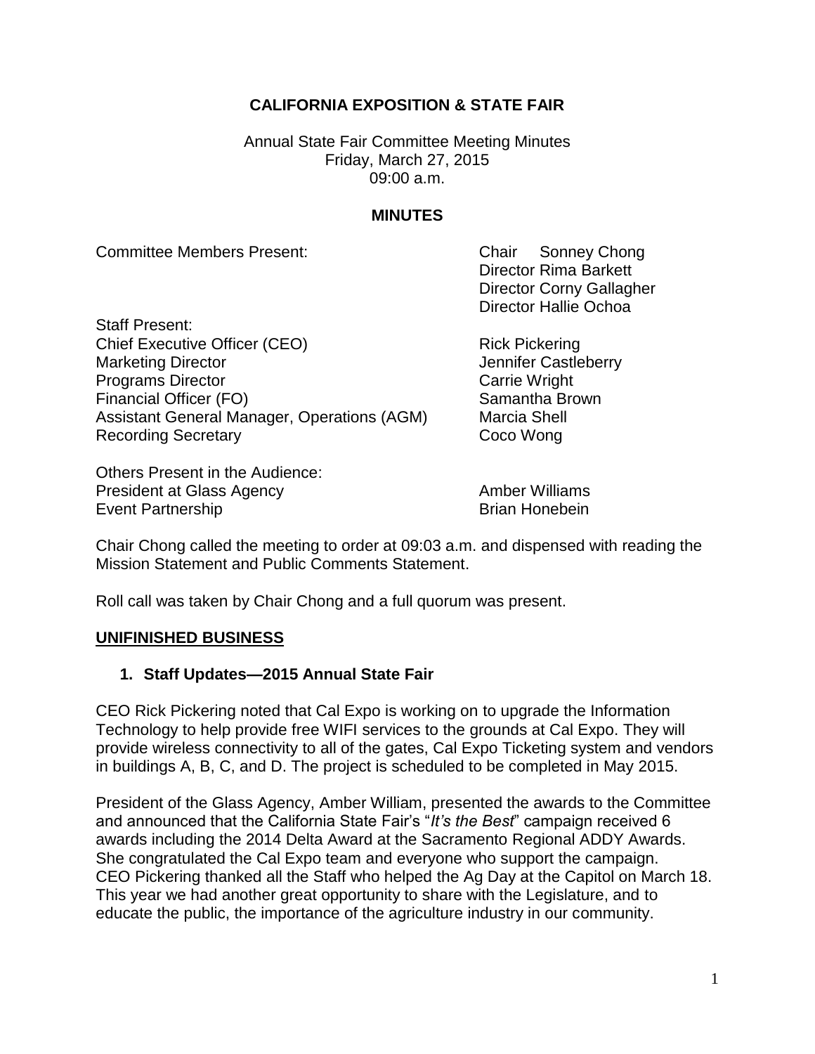**CALIFORNIA EXPOSITION & STATE FAIR**

Annual State Fair Committee Meeting Minutes
Friday, March 27, 2015
09:00 a.m.

**MINUTES**

| Committee Members Present: | Chair Sonney Chong |
|---|---|
| | Director Rima Barkett |
| | Director Corny Gallagher |
| | Director Hallie Ochoa |

| Staff Present: | |
|---|---|
| Chief Executive Officer (CEO) | Rick Pickering |
| Marketing Director | Jennifer Castleberry |
| Programs Director | Carrie Wright |
| Financial Officer (FO) | Samantha Brown |
| Assistant General Manager, Operations (AGM) | Marcia Shell |
| Recording Secretary | Coco Wong |

| Others Present in the Audience: | |
|---|---|
| President at Glass Agency | Amber Williams |
| Event Partnership | Brian Honebein |

Chair Chong called the meeting to order at 09:03 a.m. and dispensed with reading the Mission Statement and Public Comments Statement.

Roll call was taken by Chair Chong and a full quorum was present.

## UNIFINISHED BUSINESS

### 1. Staff Updates—2015 Annual State Fair

CEO Rick Pickering noted that Cal Expo is working on to upgrade the Information Technology to help provide free WIFI services to the grounds at Cal Expo. They will provide wireless connectivity to all of the gates, Cal Expo Ticketing system and vendors in buildings A, B, C, and D. The project is scheduled to be completed in May 2015.

President of the Glass Agency, Amber William, presented the awards to the Committee and announced that the California State Fair's "*It's the Best*" campaign received 6 awards including the 2014 Delta Award at the Sacramento Regional ADDY Awards. She congratulated the Cal Expo team and everyone who support the campaign.
CEO Pickering thanked all the Staff who helped the Ag Day at the Capitol on March 18. This year we had another great opportunity to share with the Legislature, and to educate the public, the importance of the agriculture industry in our community.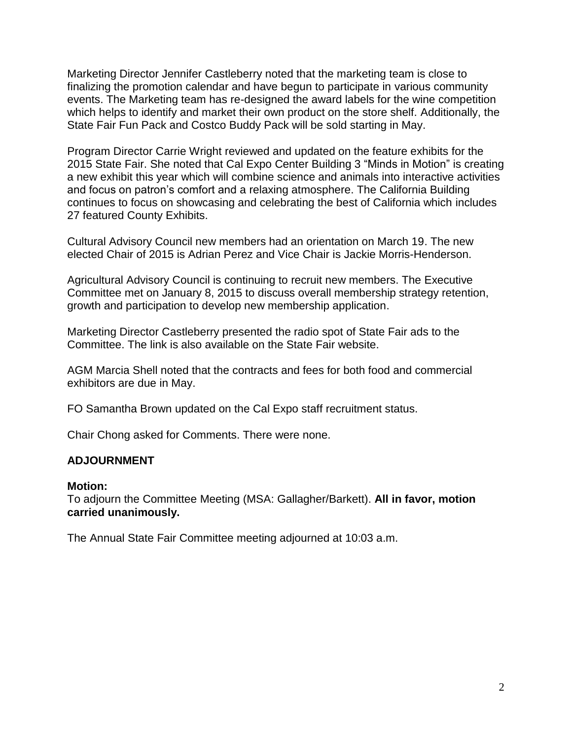Marketing Director Jennifer Castleberry noted that the marketing team is close to finalizing the promotion calendar and have begun to participate in various community events. The Marketing team has re-designed the award labels for the wine competition which helps to identify and market their own product on the store shelf. Additionally, the State Fair Fun Pack and Costco Buddy Pack will be sold starting in May.

Program Director Carrie Wright reviewed and updated on the feature exhibits for the 2015 State Fair. She noted that Cal Expo Center Building 3 "Minds in Motion" is creating a new exhibit this year which will combine science and animals into interactive activities and focus on patron's comfort and a relaxing atmosphere. The California Building continues to focus on showcasing and celebrating the best of California which includes 27 featured County Exhibits.

Cultural Advisory Council new members had an orientation on March 19. The new elected Chair of 2015 is Adrian Perez and Vice Chair is Jackie Morris-Henderson.

Agricultural Advisory Council is continuing to recruit new members. The Executive Committee met on January 8, 2015 to discuss overall membership strategy retention, growth and participation to develop new membership application.

Marketing Director Castleberry presented the radio spot of State Fair ads to the Committee. The link is also available on the State Fair website.

AGM Marcia Shell noted that the contracts and fees for both food and commercial exhibitors are due in May.

FO Samantha Brown updated on the Cal Expo staff recruitment status.

Chair Chong asked for Comments. There were none.

**ADJOURNMENT**

**Motion:**
To adjourn the Committee Meeting (MSA: Gallagher/Barkett). **All in favor, motion carried unanimously.**

The Annual State Fair Committee meeting adjourned at 10:03 a.m.